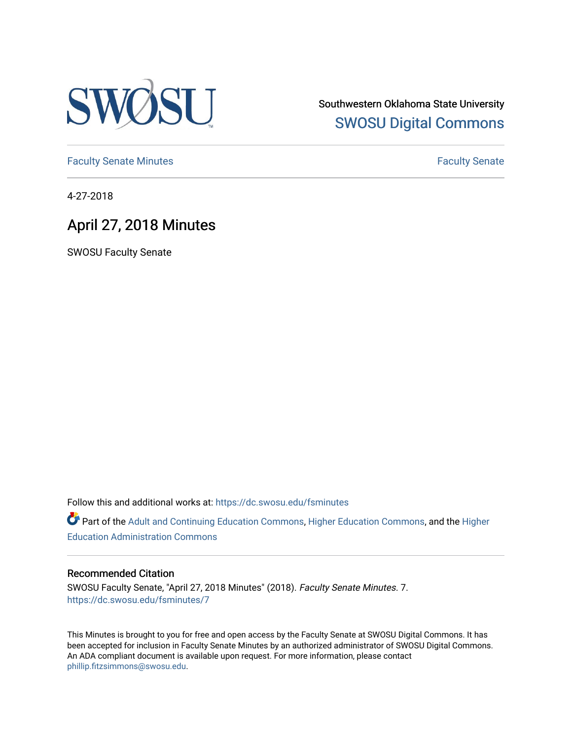Southwestern Oklahoma State University
SWOSU Digital Commons

Faculty Senate Minutes | Faculty Senate

4-27-2018

# April 27, 2018 Minutes

SWOSU Faculty Senate

Follow this and additional works at: https://dc.swosu.edu/fsminutes

Part of the Adult and Continuing Education Commons, Higher Education Commons, and the Higher Education Administration Commons

### Recommended Citation

SWOSU Faculty Senate, "April 27, 2018 Minutes" (2018). *Faculty Senate Minutes*. 7.
https://dc.swosu.edu/fsminutes/7

This Minutes is brought to you for free and open access by the Faculty Senate at SWOSU Digital Commons. It has been accepted for inclusion in Faculty Senate Minutes by an authorized administrator of SWOSU Digital Commons. An ADA compliant document is available upon request. For more information, please contact phillip.fitzsimmons@swosu.edu.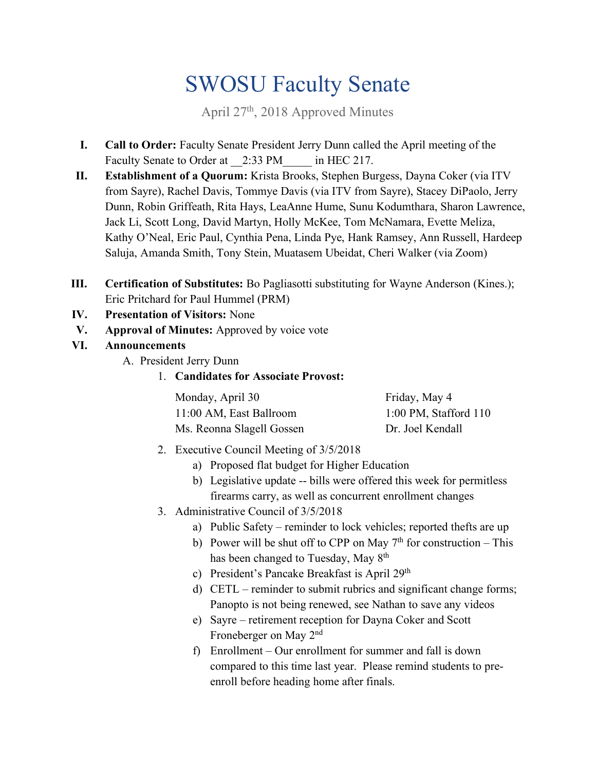# SWOSU Faculty Senate

April 27th, 2018 Approved Minutes

I. **Call to Order:** Faculty Senate President Jerry Dunn called the April meeting of the Faculty Senate to Order at __2:33 PM_____ in HEC 217.

II. **Establishment of a Quorum:** Krista Brooks, Stephen Burgess, Dayna Coker (via ITV from Sayre), Rachel Davis, Tommye Davis (via ITV from Sayre), Stacey DiPaolo, Jerry Dunn, Robin Griffeath, Rita Hays, LeaAnne Hume, Sunu Kodumthara, Sharon Lawrence, Jack Li, Scott Long, David Martyn, Holly McKee, Tom McNamara, Evette Meliza, Kathy O'Neal, Eric Paul, Cynthia Pena, Linda Pye, Hank Ramsey, Ann Russell, Hardeep Saluja, Amanda Smith, Tony Stein, Muatasem Ubeidat, Cheri Walker (via Zoom)

III. **Certification of Substitutes:** Bo Pagliasotti substituting for Wayne Anderson (Kines.); Eric Pritchard for Paul Hummel (PRM)

IV. **Presentation of Visitors:** None

V. **Approval of Minutes:** Approved by voice vote

VI. **Announcements**

   A. President Jerry Dunn

      1. **Candidates for Associate Provost:**

         | | |
         |---|---|
         | Monday, April 30 | Friday, May 4 |
         | 11:00 AM, East Ballroom | 1:00 PM, Stafford 110 |
         | Ms. Reonna Slagell Gossen | Dr. Joel Kendall |

      2. Executive Council Meeting of 3/5/2018
         a) Proposed flat budget for Higher Education
         b) Legislative update -- bills were offered this week for permitless firearms carry, as well as concurrent enrollment changes

      3. Administrative Council of 3/5/2018
         a) Public Safety – reminder to lock vehicles; reported thefts are up
         b) Power will be shut off to CPP on May 7th for construction – This has been changed to Tuesday, May 8th
         c) President's Pancake Breakfast is April 29th
         d) CETL – reminder to submit rubrics and significant change forms; Panopto is not being renewed, see Nathan to save any videos
         e) Sayre – retirement reception for Dayna Coker and Scott Froneberger on May 2nd
         f) Enrollment – Our enrollment for summer and fall is down compared to this time last year. Please remind students to pre-enroll before heading home after finals.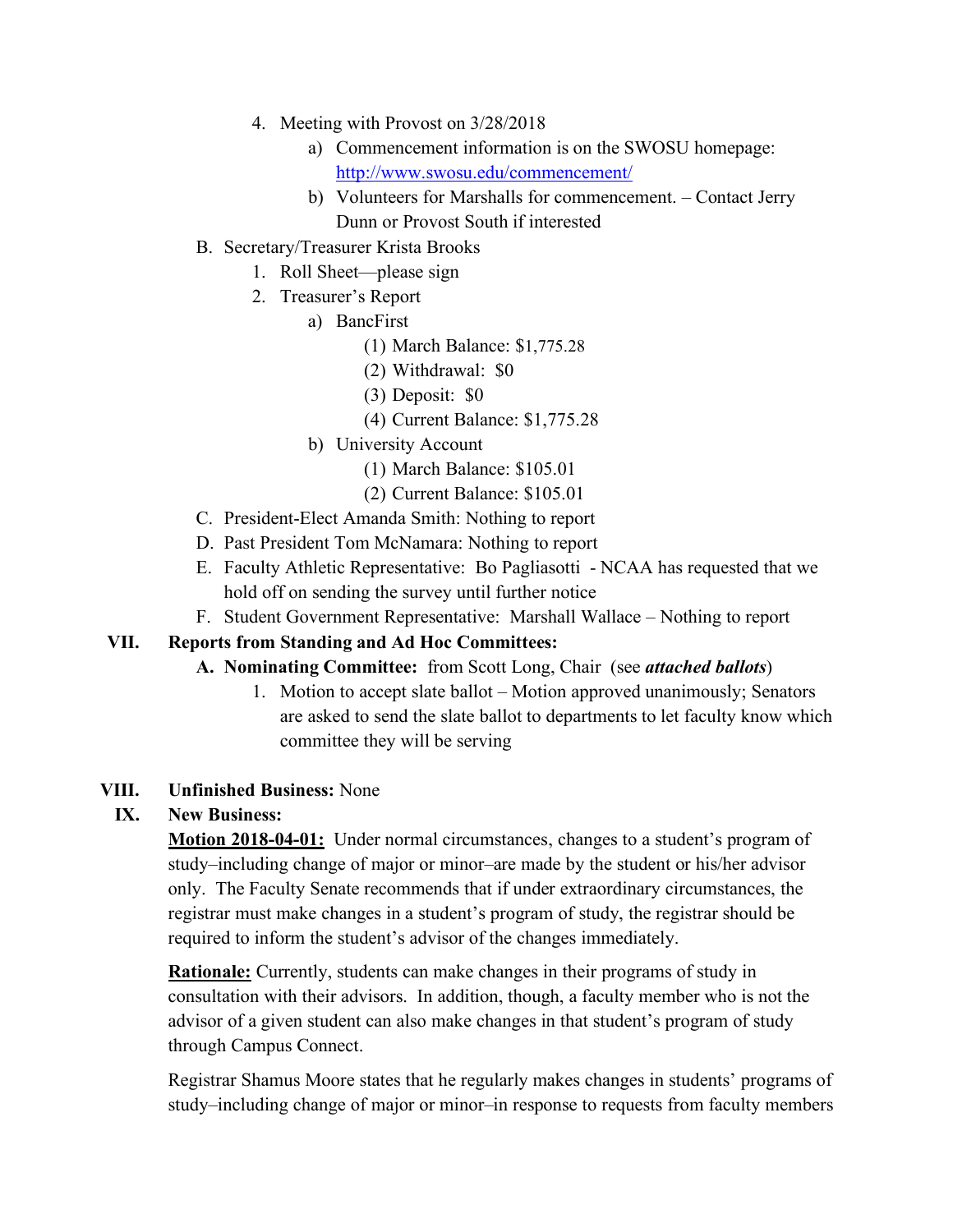4. Meeting with Provost on 3/28/2018
    a) Commencement information is on the SWOSU homepage: http://www.swosu.edu/commencement/
    b) Volunteers for Marshalls for commencement. – Contact Jerry Dunn or Provost South if interested

B. Secretary/Treasurer Krista Brooks
    1. Roll Sheet—please sign
    2. Treasurer's Report
        a) BancFirst
            (1) March Balance: $1,775.28
            (2) Withdrawal: $0
            (3) Deposit: $0
            (4) Current Balance: $1,775.28
        b) University Account
            (1) March Balance: $105.01
            (2) Current Balance: $105.01

C. President-Elect Amanda Smith: Nothing to report

D. Past President Tom McNamara: Nothing to report

E. Faculty Athletic Representative: Bo Pagliasotti - NCAA has requested that we hold off on sending the survey until further notice

F. Student Government Representative: Marshall Wallace – Nothing to report

**VII. Reports from Standing and Ad Hoc Committees:**

**A. Nominating Committee:** from Scott Long, Chair (see ***attached ballots***)

1. Motion to accept slate ballot – Motion approved unanimously; Senators are asked to send the slate ballot to departments to let faculty know which committee they will be serving

**VIII. Unfinished Business:** None

**IX. New Business:**

**Motion 2018-04-01:** Under normal circumstances, changes to a student's program of study–including change of major or minor–are made by the student or his/her advisor only. The Faculty Senate recommends that if under extraordinary circumstances, the registrar must make changes in a student's program of study, the registrar should be required to inform the student's advisor of the changes immediately.

**Rationale:** Currently, students can make changes in their programs of study in consultation with their advisors. In addition, though, a faculty member who is not the advisor of a given student can also make changes in that student's program of study through Campus Connect.

Registrar Shamus Moore states that he regularly makes changes in students' programs of study–including change of major or minor–in response to requests from faculty members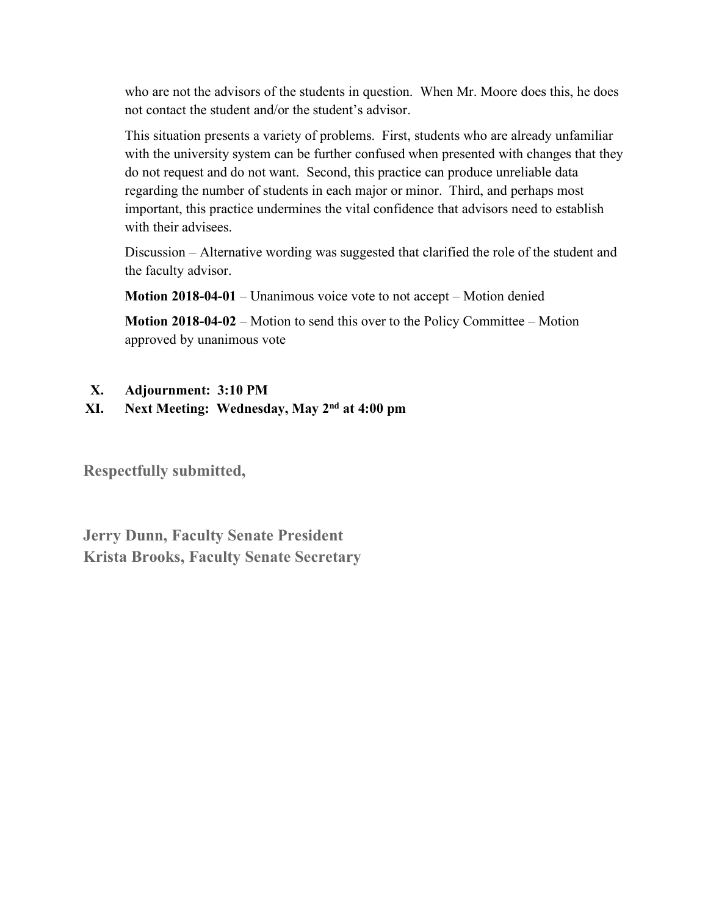who are not the advisors of the students in question. When Mr. Moore does this, he does not contact the student and/or the student's advisor.

This situation presents a variety of problems. First, students who are already unfamiliar with the university system can be further confused when presented with changes that they do not request and do not want. Second, this practice can produce unreliable data regarding the number of students in each major or minor. Third, and perhaps most important, this practice undermines the vital confidence that advisors need to establish with their advisees.

Discussion – Alternative wording was suggested that clarified the role of the student and the faculty advisor.

**Motion 2018-04-01** – Unanimous voice vote to not accept – Motion denied

**Motion 2018-04-02** – Motion to send this over to the Policy Committee – Motion approved by unanimous vote

**X. Adjournment: 3:10 PM**

**XI. Next Meeting: Wednesday, May 2nd at 4:00 pm**

**Respectfully submitted,**

**Jerry Dunn, Faculty Senate President**
**Krista Brooks, Faculty Senate Secretary**